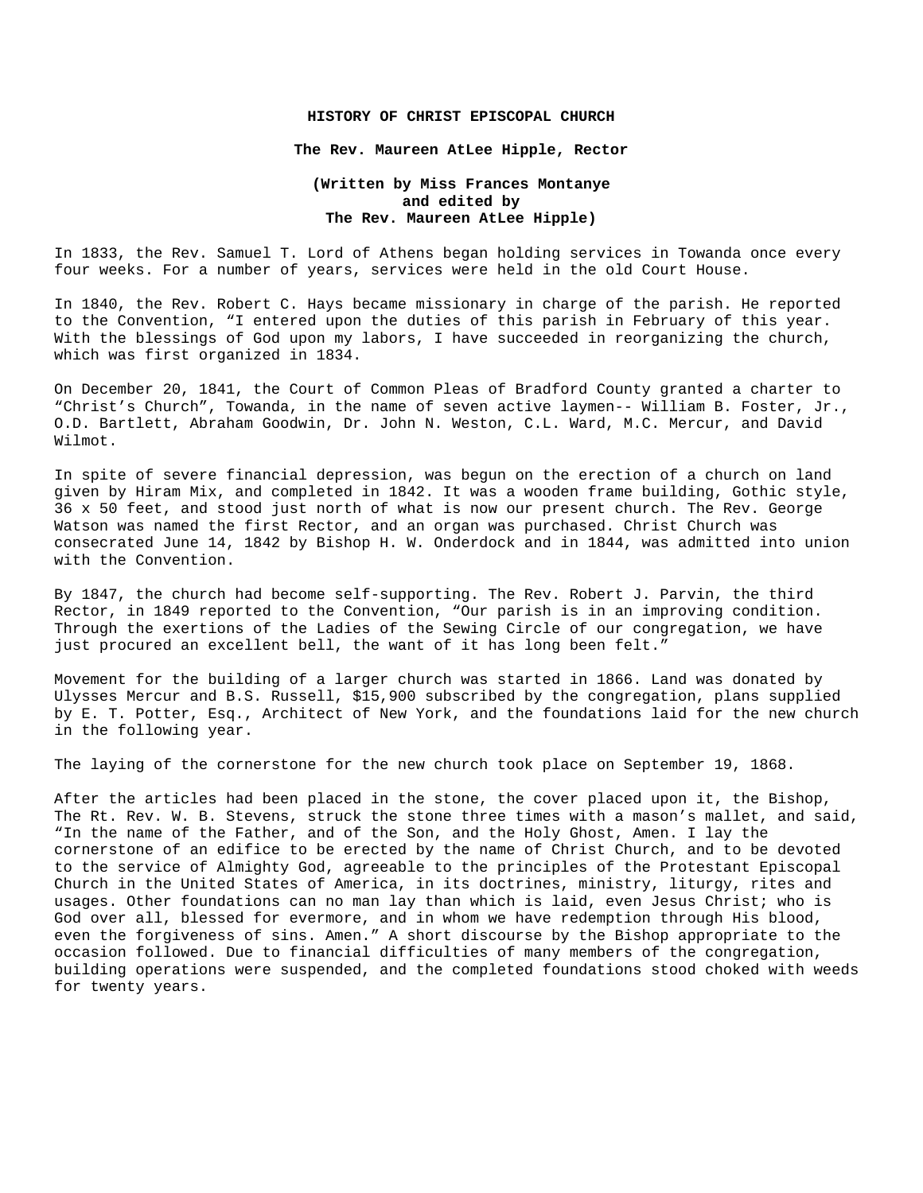# HISTORY OF CHRIST EPISCOPAL CHURCH

**The Rev. Maureen AtLee Hipple, Rector**

**(Written by Miss Frances Montanye and edited by The Rev. Maureen AtLee Hipple)**

In 1833, the Rev. Samuel T. Lord of Athens began holding services in Towanda once every four weeks. For a number of years, services were held in the old Court House.

In 1840, the Rev. Robert C. Hays became missionary in charge of the parish. He reported to the Convention, "I entered upon the duties of this parish in February of this year. With the blessings of God upon my labors, I have succeeded in reorganizing the church, which was first organized in 1834.

On December 20, 1841, the Court of Common Pleas of Bradford County granted a charter to "Christ's Church", Towanda, in the name of seven active laymen-- William B. Foster, Jr., O.D. Bartlett, Abraham Goodwin, Dr. John N. Weston, C.L. Ward, M.C. Mercur, and David Wilmot.

In spite of severe financial depression, was begun on the erection of a church on land given by Hiram Mix, and completed in 1842. It was a wooden frame building, Gothic style, 36 x 50 feet, and stood just north of what is now our present church. The Rev. George Watson was named the first Rector, and an organ was purchased. Christ Church was consecrated June 14, 1842 by Bishop H. W. Onderdock and in 1844, was admitted into union with the Convention.

By 1847, the church had become self-supporting. The Rev. Robert J. Parvin, the third Rector, in 1849 reported to the Convention, "Our parish is in an improving condition. Through the exertions of the Ladies of the Sewing Circle of our congregation, we have just procured an excellent bell, the want of it has long been felt."

Movement for the building of a larger church was started in 1866. Land was donated by Ulysses Mercur and B.S. Russell, $15,900 subscribed by the congregation, plans supplied by E. T. Potter, Esq., Architect of New York, and the foundations laid for the new church in the following year.

The laying of the cornerstone for the new church took place on September 19, 1868.

After the articles had been placed in the stone, the cover placed upon it, the Bishop, The Rt. Rev. W. B. Stevens, struck the stone three times with a mason's mallet, and said, "In the name of the Father, and of the Son, and the Holy Ghost, Amen. I lay the cornerstone of an edifice to be erected by the name of Christ Church, and to be devoted to the service of Almighty God, agreeable to the principles of the Protestant Episcopal Church in the United States of America, in its doctrines, ministry, liturgy, rites and usages. Other foundations can no man lay than which is laid, even Jesus Christ; who is God over all, blessed for evermore, and in whom we have redemption through His blood, even the forgiveness of sins. Amen." A short discourse by the Bishop appropriate to the occasion followed. Due to financial difficulties of many members of the congregation, building operations were suspended, and the completed foundations stood choked with weeds for twenty years.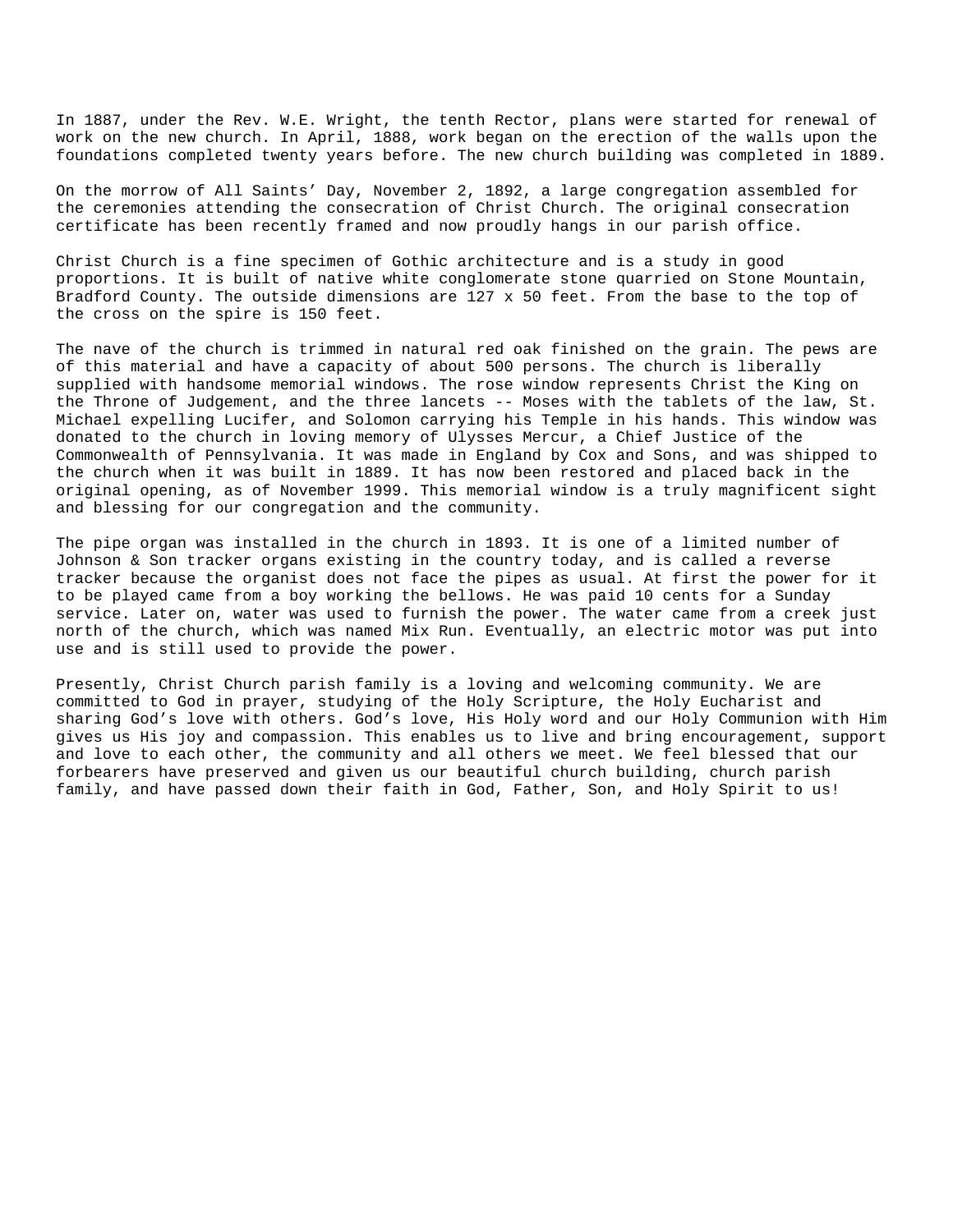In 1887, under the Rev. W.E. Wright, the tenth Rector, plans were started for renewal of work on the new church. In April, 1888, work began on the erection of the walls upon the foundations completed twenty years before. The new church building was completed in 1889.

On the morrow of All Saints' Day, November 2, 1892, a large congregation assembled for the ceremonies attending the consecration of Christ Church. The original consecration certificate has been recently framed and now proudly hangs in our parish office.

Christ Church is a fine specimen of Gothic architecture and is a study in good proportions. It is built of native white conglomerate stone quarried on Stone Mountain, Bradford County. The outside dimensions are 127 x 50 feet. From the base to the top of the cross on the spire is 150 feet.

The nave of the church is trimmed in natural red oak finished on the grain. The pews are of this material and have a capacity of about 500 persons. The church is liberally supplied with handsome memorial windows. The rose window represents Christ the King on the Throne of Judgement, and the three lancets -- Moses with the tablets of the law, St. Michael expelling Lucifer, and Solomon carrying his Temple in his hands. This window was donated to the church in loving memory of Ulysses Mercur, a Chief Justice of the Commonwealth of Pennsylvania. It was made in England by Cox and Sons, and was shipped to the church when it was built in 1889. It has now been restored and placed back in the original opening, as of November 1999. This memorial window is a truly magnificent sight and blessing for our congregation and the community.

The pipe organ was installed in the church in 1893. It is one of a limited number of Johnson & Son tracker organs existing in the country today, and is called a reverse tracker because the organist does not face the pipes as usual. At first the power for it to be played came from a boy working the bellows. He was paid 10 cents for a Sunday service. Later on, water was used to furnish the power. The water came from a creek just north of the church, which was named Mix Run. Eventually, an electric motor was put into use and is still used to provide the power.

Presently, Christ Church parish family is a loving and welcoming community. We are committed to God in prayer, studying of the Holy Scripture, the Holy Eucharist and sharing God's love with others. God's love, His Holy word and our Holy Communion with Him gives us His joy and compassion. This enables us to live and bring encouragement, support and love to each other, the community and all others we meet. We feel blessed that our forbearers have preserved and given us our beautiful church building, church parish family, and have passed down their faith in God, Father, Son, and Holy Spirit to us!